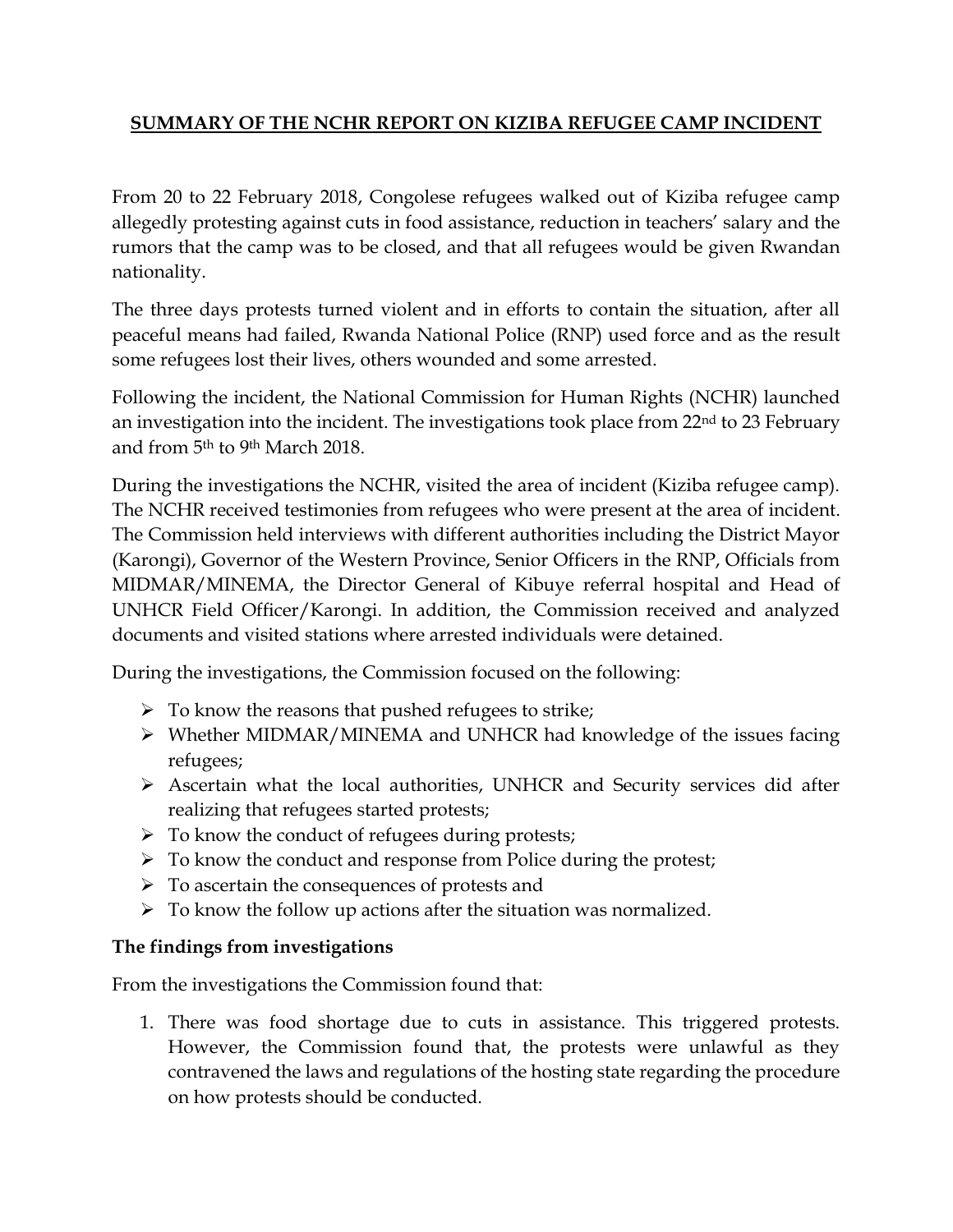# <u>SUMMARY OF THE NCHR REPORT ON KIZIBA REFUGEE CAMP INCIDENT</u>

From 20 to 22 February 2018, Congolese refugees walked out of Kiziba refugee camp allegedly protesting against cuts in food assistance, reduction in teachers' salary and the rumors that the camp was to be closed, and that all refugees would be given Rwandan nationality.

The three days protests turned violent and in efforts to contain the situation, after all peaceful means had failed, Rwanda National Police (RNP) used force and as the result some refugees lost their lives, others wounded and some arrested.

Following the incident, the National Commission for Human Rights (NCHR) launched an investigation into the incident. The investigations took place from 22nd to 23 February and from 5th to 9th March 2018.

During the investigations the NCHR, visited the area of incident (Kiziba refugee camp). The NCHR received testimonies from refugees who were present at the area of incident. The Commission held interviews with different authorities including the District Mayor (Karongi), Governor of the Western Province, Senior Officers in the RNP, Officials from MIDMAR/MINEMA, the Director General of Kibuye referral hospital and Head of UNHCR Field Officer/Karongi. In addition, the Commission received and analyzed documents and visited stations where arrested individuals were detained.

During the investigations, the Commission focused on the following:

- To know the reasons that pushed refugees to strike;
- Whether MIDMAR/MINEMA and UNHCR had knowledge of the issues facing refugees;
- Ascertain what the local authorities, UNHCR and Security services did after realizing that refugees started protests;
- To know the conduct of refugees during protests;
- To know the conduct and response from Police during the protest;
- To ascertain the consequences of protests and
- To know the follow up actions after the situation was normalized.

**The findings from investigations**

From the investigations the Commission found that:

1. There was food shortage due to cuts in assistance. This triggered protests. However, the Commission found that, the protests were unlawful as they contravened the laws and regulations of the hosting state regarding the procedure on how protests should be conducted.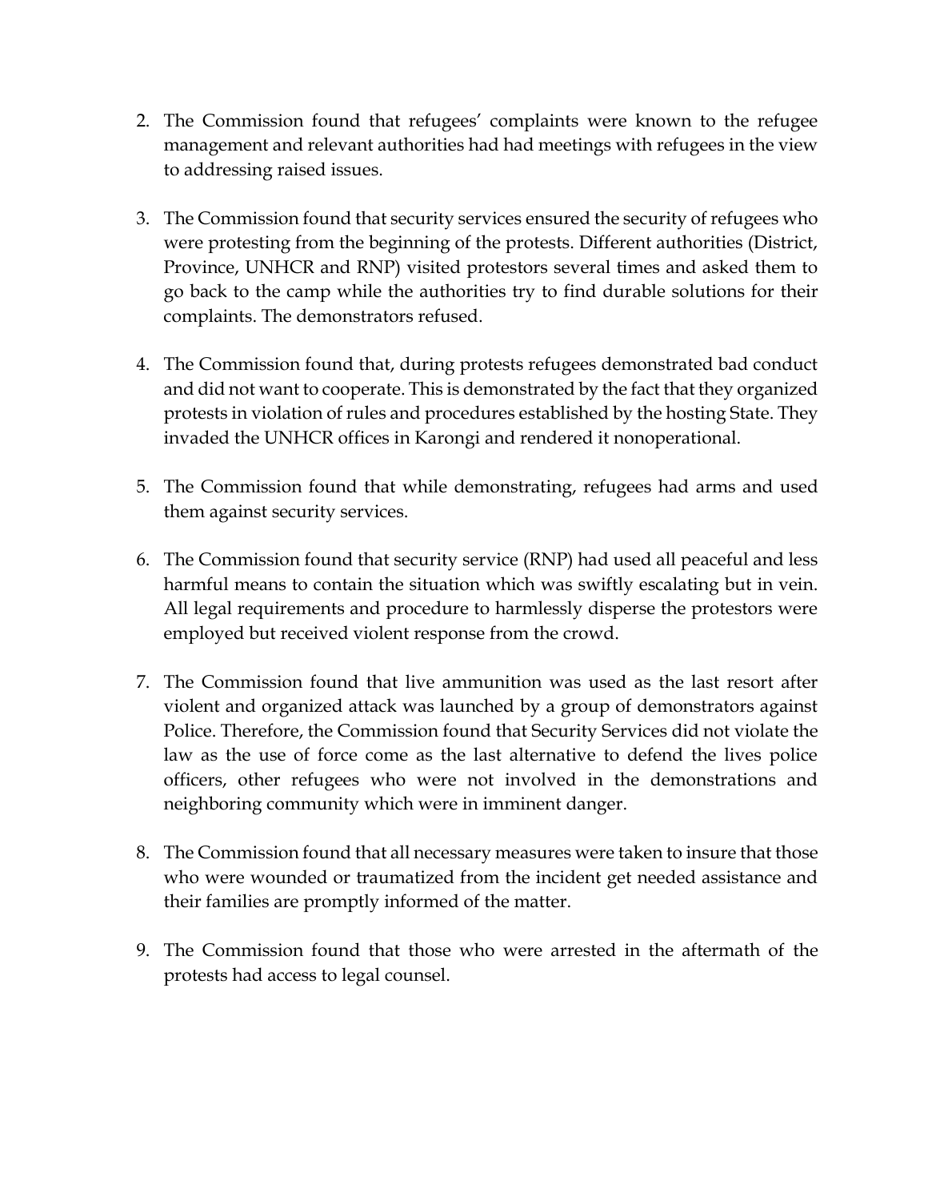2. The Commission found that refugees' complaints were known to the refugee management and relevant authorities had had meetings with refugees in the view to addressing raised issues.

3. The Commission found that security services ensured the security of refugees who were protesting from the beginning of the protests. Different authorities (District, Province, UNHCR and RNP) visited protestors several times and asked them to go back to the camp while the authorities try to find durable solutions for their complaints. The demonstrators refused.

4. The Commission found that, during protests refugees demonstrated bad conduct and did not want to cooperate. This is demonstrated by the fact that they organized protests in violation of rules and procedures established by the hosting State. They invaded the UNHCR offices in Karongi and rendered it nonoperational.

5. The Commission found that while demonstrating, refugees had arms and used them against security services.

6. The Commission found that security service (RNP) had used all peaceful and less harmful means to contain the situation which was swiftly escalating but in vein. All legal requirements and procedure to harmlessly disperse the protestors were employed but received violent response from the crowd.

7. The Commission found that live ammunition was used as the last resort after violent and organized attack was launched by a group of demonstrators against Police. Therefore, the Commission found that Security Services did not violate the law as the use of force come as the last alternative to defend the lives police officers, other refugees who were not involved in the demonstrations and neighboring community which were in imminent danger.

8. The Commission found that all necessary measures were taken to insure that those who were wounded or traumatized from the incident get needed assistance and their families are promptly informed of the matter.

9. The Commission found that those who were arrested in the aftermath of the protests had access to legal counsel.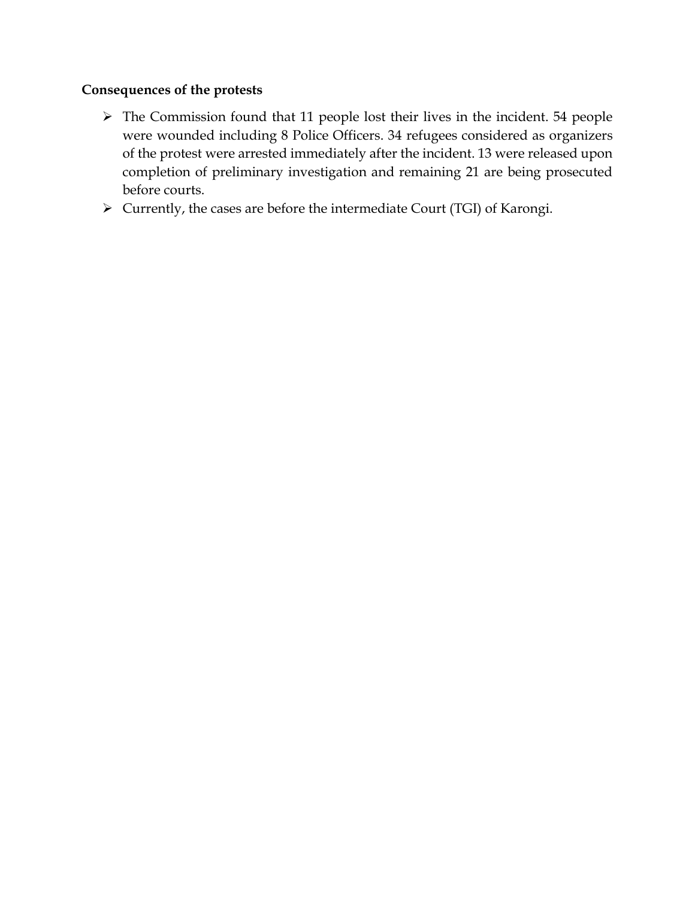**Consequences of the protests**

- The Commission found that 11 people lost their lives in the incident. 54 people were wounded including 8 Police Officers. 34 refugees considered as organizers of the protest were arrested immediately after the incident. 13 were released upon completion of preliminary investigation and remaining 21 are being prosecuted before courts.
- Currently, the cases are before the intermediate Court (TGI) of Karongi.